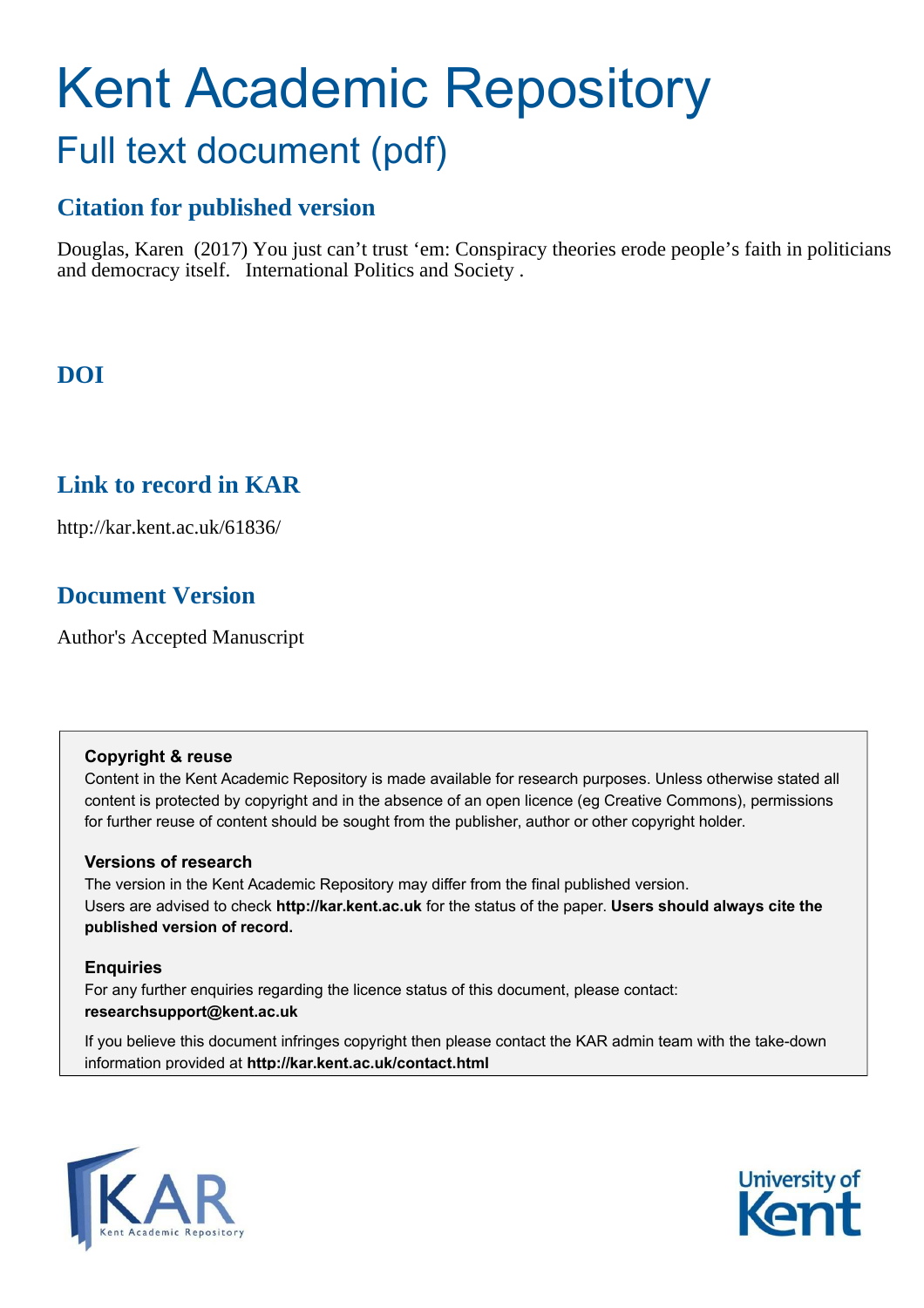# Kent Academic Repository

## Full text document (pdf)

### Citation for published version

Douglas, Karen (2017) You just can't trust 'em: Conspiracy theories erode people's faith in politicians and democracy itself. International Politics and Society .

### DOI

### Link to record in KAR

http://kar.kent.ac.uk/61836/

### Document Version

Author's Accepted Manuscript

**Copyright & reuse**

Content in the Kent Academic Repository is made available for research purposes. Unless otherwise stated all content is protected by copyright and in the absence of an open licence (eg Creative Commons), permissions for further reuse of content should be sought from the publisher, author or other copyright holder.

**Versions of research**

The version in the Kent Academic Repository may differ from the final published version. Users are advised to check **http://kar.kent.ac.uk** for the status of the paper. **Users should always cite the published version of record.**

**Enquiries**

For any further enquiries regarding the licence status of this document, please contact: **researchsupport@kent.ac.uk**

If you believe this document infringes copyright then please contact the KAR admin team with the take-down information provided at **http://kar.kent.ac.uk/contact.html**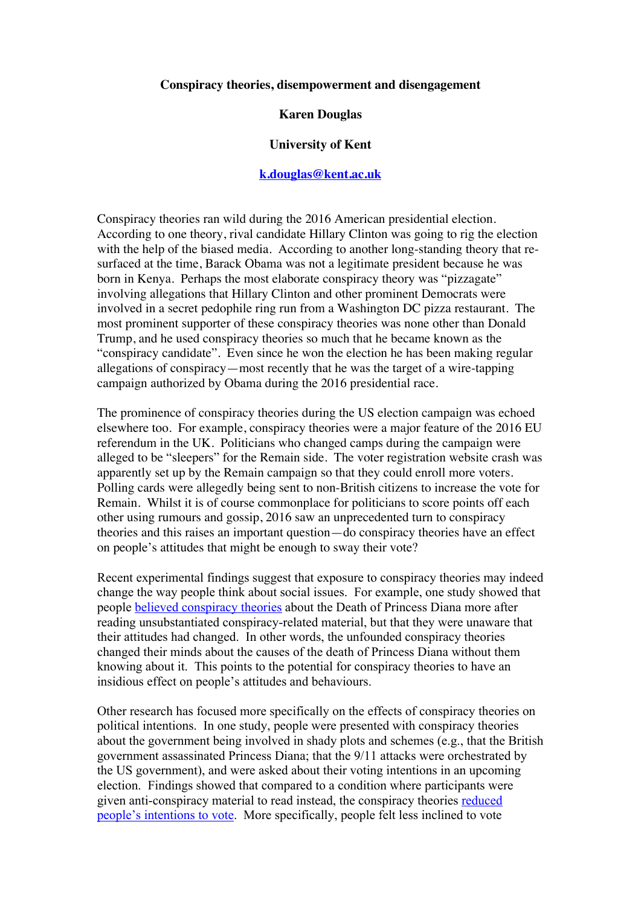**Conspiracy theories, disempowerment and disengagement**

**Karen Douglas**

**University of Kent**

**k.douglas@kent.ac.uk**

Conspiracy theories ran wild during the 2016 American presidential election. According to one theory, rival candidate Hillary Clinton was going to rig the election with the help of the biased media. According to another long-standing theory that re-surfaced at the time, Barack Obama was not a legitimate president because he was born in Kenya. Perhaps the most elaborate conspiracy theory was "pizzagate" involving allegations that Hillary Clinton and other prominent Democrats were involved in a secret pedophile ring run from a Washington DC pizza restaurant. The most prominent supporter of these conspiracy theories was none other than Donald Trump, and he used conspiracy theories so much that he became known as the "conspiracy candidate". Even since he won the election he has been making regular allegations of conspiracy—most recently that he was the target of a wire-tapping campaign authorized by Obama during the 2016 presidential race.

The prominence of conspiracy theories during the US election campaign was echoed elsewhere too. For example, conspiracy theories were a major feature of the 2016 EU referendum in the UK. Politicians who changed camps during the campaign were alleged to be "sleepers" for the Remain side. The voter registration website crash was apparently set up by the Remain campaign so that they could enroll more voters. Polling cards were allegedly being sent to non-British citizens to increase the vote for Remain. Whilst it is of course commonplace for politicians to score points off each other using rumours and gossip, 2016 saw an unprecedented turn to conspiracy theories and this raises an important question—do conspiracy theories have an effect on people's attitudes that might be enough to sway their vote?

Recent experimental findings suggest that exposure to conspiracy theories may indeed change the way people think about social issues. For example, one study showed that people believed conspiracy theories about the Death of Princess Diana more after reading unsubstantiated conspiracy-related material, but that they were unaware that their attitudes had changed. In other words, the unfounded conspiracy theories changed their minds about the causes of the death of Princess Diana without them knowing about it. This points to the potential for conspiracy theories to have an insidious effect on people's attitudes and behaviours.

Other research has focused more specifically on the effects of conspiracy theories on political intentions. In one study, people were presented with conspiracy theories about the government being involved in shady plots and schemes (e.g., that the British government assassinated Princess Diana; that the 9/11 attacks were orchestrated by the US government), and were asked about their voting intentions in an upcoming election. Findings showed that compared to a condition where participants were given anti-conspiracy material to read instead, the conspiracy theories reduced people's intentions to vote. More specifically, people felt less inclined to vote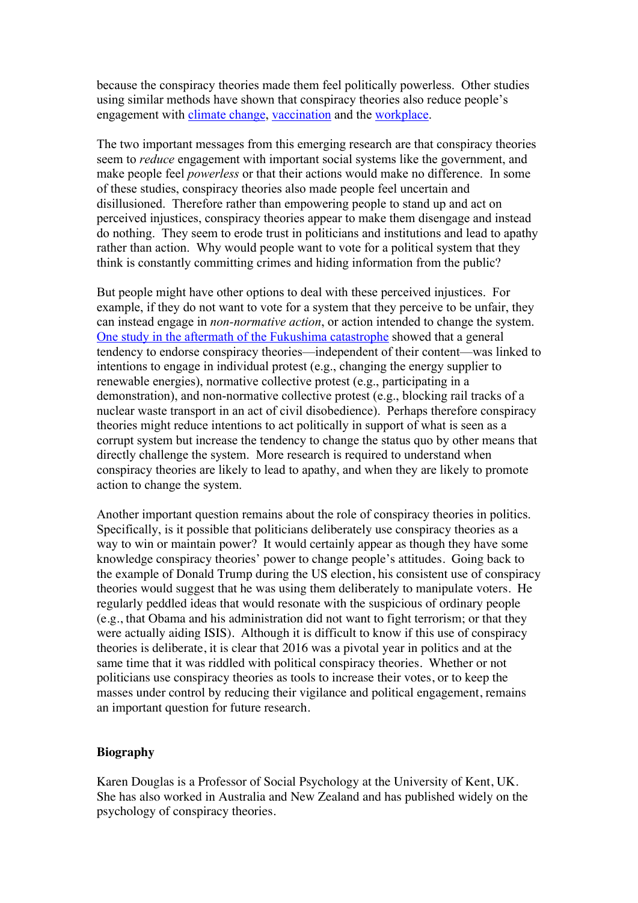because the conspiracy theories made them feel politically powerless. Other studies using similar methods have shown that conspiracy theories also reduce people's engagement with climate change, vaccination and the workplace.

The two important messages from this emerging research are that conspiracy theories seem to *reduce* engagement with important social systems like the government, and make people feel *powerless* or that their actions would make no difference. In some of these studies, conspiracy theories also made people feel uncertain and disillusioned. Therefore rather than empowering people to stand up and act on perceived injustices, conspiracy theories appear to make them disengage and instead do nothing. They seem to erode trust in politicians and institutions and lead to apathy rather than action. Why would people want to vote for a political system that they think is constantly committing crimes and hiding information from the public?

But people might have other options to deal with these perceived injustices. For example, if they do not want to vote for a system that they perceive to be unfair, they can instead engage in *non-normative action*, or action intended to change the system. One study in the aftermath of the Fukushima catastrophe showed that a general tendency to endorse conspiracy theories—independent of their content—was linked to intentions to engage in individual protest (e.g., changing the energy supplier to renewable energies), normative collective protest (e.g., participating in a demonstration), and non-normative collective protest (e.g., blocking rail tracks of a nuclear waste transport in an act of civil disobedience). Perhaps therefore conspiracy theories might reduce intentions to act politically in support of what is seen as a corrupt system but increase the tendency to change the status quo by other means that directly challenge the system. More research is required to understand when conspiracy theories are likely to lead to apathy, and when they are likely to promote action to change the system.

Another important question remains about the role of conspiracy theories in politics. Specifically, is it possible that politicians deliberately use conspiracy theories as a way to win or maintain power? It would certainly appear as though they have some knowledge conspiracy theories' power to change people's attitudes. Going back to the example of Donald Trump during the US election, his consistent use of conspiracy theories would suggest that he was using them deliberately to manipulate voters. He regularly peddled ideas that would resonate with the suspicious of ordinary people (e.g., that Obama and his administration did not want to fight terrorism; or that they were actually aiding ISIS). Although it is difficult to know if this use of conspiracy theories is deliberate, it is clear that 2016 was a pivotal year in politics and at the same time that it was riddled with political conspiracy theories. Whether or not politicians use conspiracy theories as tools to increase their votes, or to keep the masses under control by reducing their vigilance and political engagement, remains an important question for future research.

**Biography**

Karen Douglas is a Professor of Social Psychology at the University of Kent, UK. She has also worked in Australia and New Zealand and has published widely on the psychology of conspiracy theories.